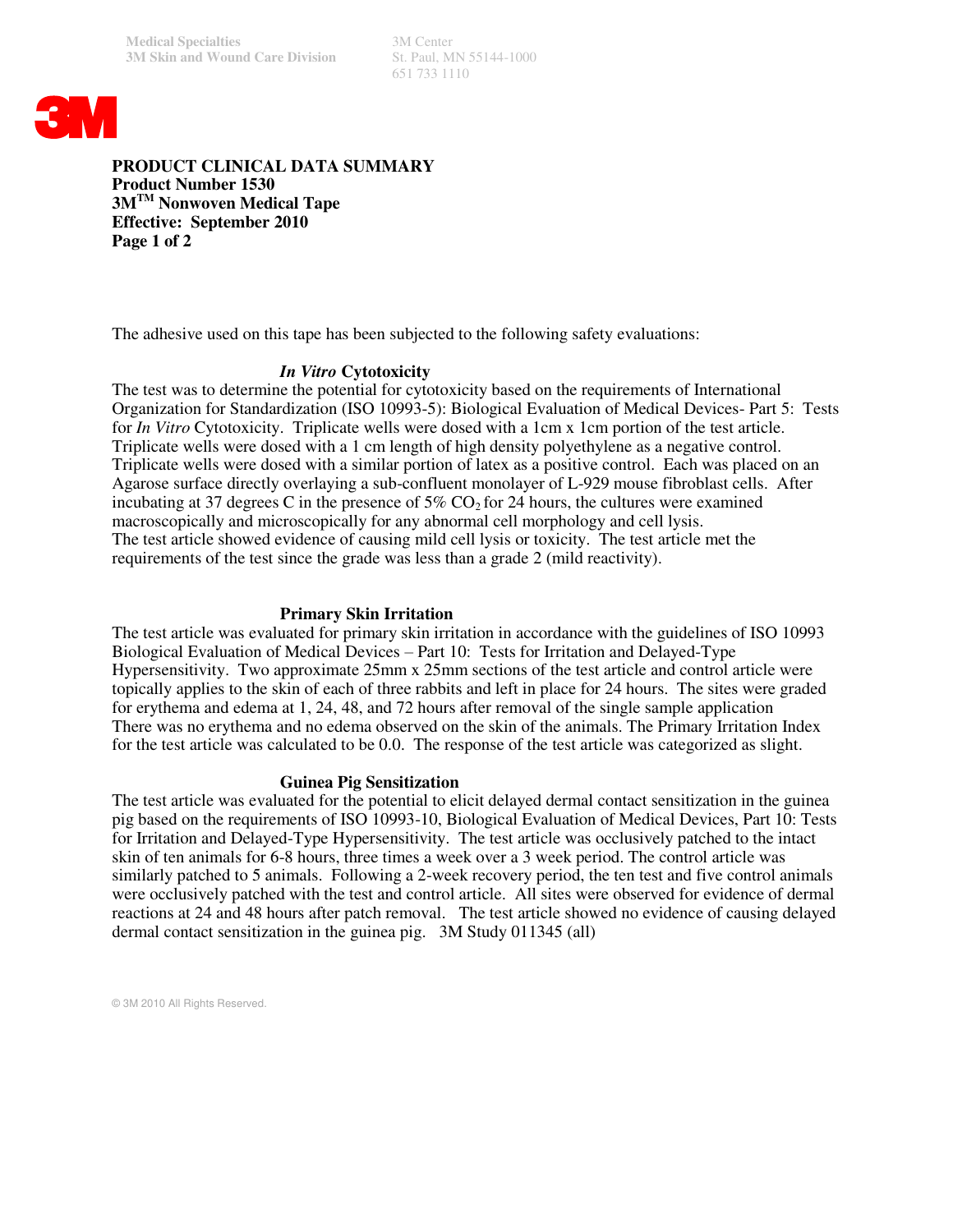Medical Specialties
3M Skin and Wound Care Division

3M Center
St. Paul, MN 55144-1000
651 733 1110

**PRODUCT CLINICAL DATA SUMMARY**
**Product Number 1530**
**3M™ Nonwoven Medical Tape**
**Effective: September 2010**
**Page 1 of 2**

The adhesive used on this tape has been subjected to the following safety evaluations:

### *In Vitro* Cytotoxicity

The test was to determine the potential for cytotoxicity based on the requirements of International Organization for Standardization (ISO 10993-5): Biological Evaluation of Medical Devices- Part 5: Tests for *In Vitro* Cytotoxicity. Triplicate wells were dosed with a 1cm x 1cm portion of the test article. Triplicate wells were dosed with a 1 cm length of high density polyethylene as a negative control. Triplicate wells were dosed with a similar portion of latex as a positive control. Each was placed on an Agarose surface directly overlaying a sub-confluent monolayer of L-929 mouse fibroblast cells. After incubating at 37 degrees C in the presence of 5% $CO_2$ for 24 hours, the cultures were examined macroscopically and microscopically for any abnormal cell morphology and cell lysis.
The test article showed evidence of causing mild cell lysis or toxicity. The test article met the requirements of the test since the grade was less than a grade 2 (mild reactivity).

### Primary Skin Irritation

The test article was evaluated for primary skin irritation in accordance with the guidelines of ISO 10993 Biological Evaluation of Medical Devices – Part 10: Tests for Irritation and Delayed-Type Hypersensitivity. Two approximate 25mm x 25mm sections of the test article and control article were topically applies to the skin of each of three rabbits and left in place for 24 hours. The sites were graded for erythema and edema at 1, 24, 48, and 72 hours after removal of the single sample application There was no erythema and no edema observed on the skin of the animals. The Primary Irritation Index for the test article was calculated to be 0.0. The response of the test article was categorized as slight.

### Guinea Pig Sensitization

The test article was evaluated for the potential to elicit delayed dermal contact sensitization in the guinea pig based on the requirements of ISO 10993-10, Biological Evaluation of Medical Devices, Part 10: Tests for Irritation and Delayed-Type Hypersensitivity. The test article was occlusively patched to the intact skin of ten animals for 6-8 hours, three times a week over a 3 week period. The control article was similarly patched to 5 animals. Following a 2-week recovery period, the ten test and five control animals were occlusively patched with the test and control article. All sites were observed for evidence of dermal reactions at 24 and 48 hours after patch removal. The test article showed no evidence of causing delayed dermal contact sensitization in the guinea pig. 3M Study 011345 (all)

© 3M 2010 All Rights Reserved.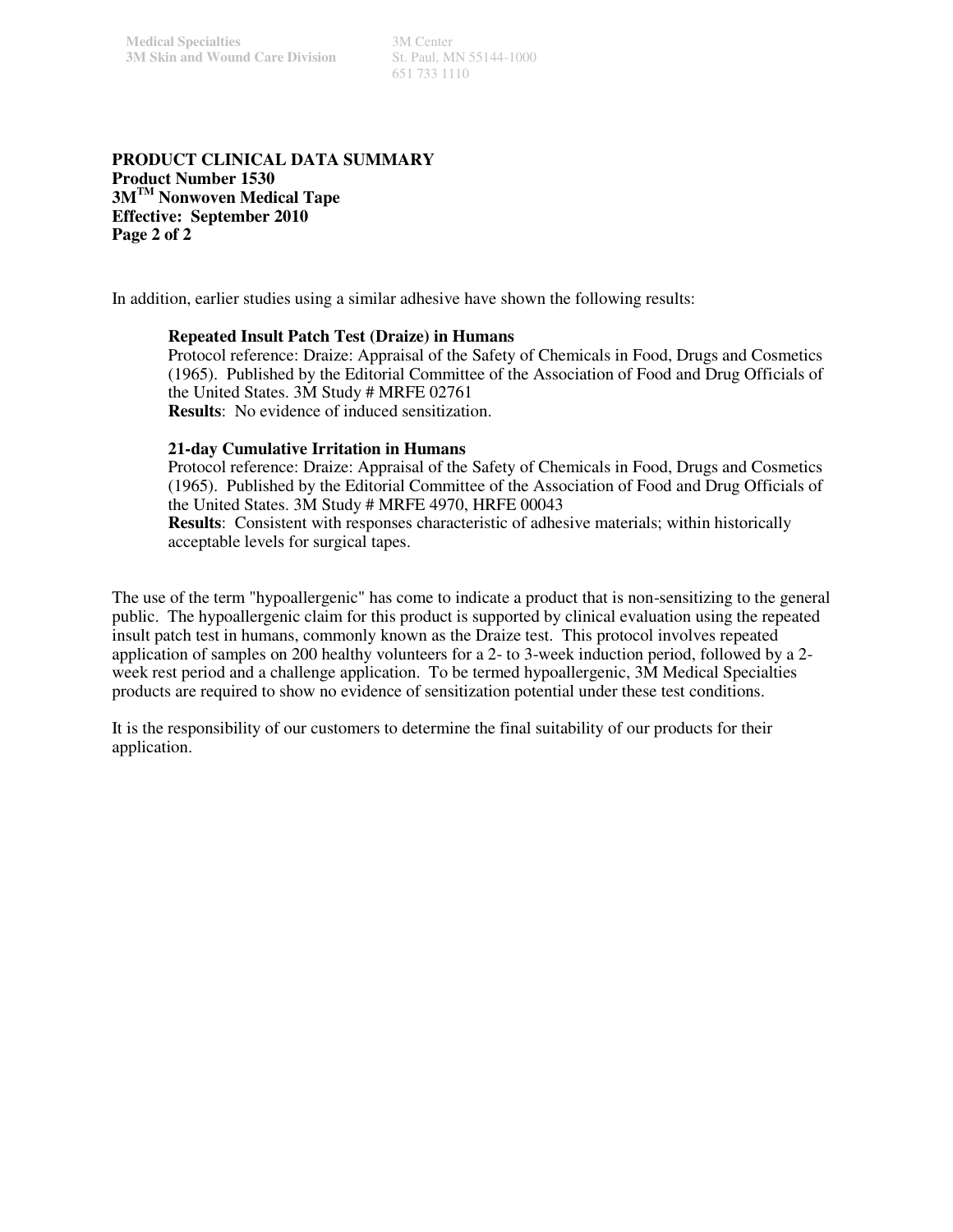**PRODUCT CLINICAL DATA SUMMARY**
**Product Number 1530**
**3M™ Nonwoven Medical Tape**
**Effective: September 2010**

In addition, earlier studies using a similar adhesive have shown the following results:

**Repeated Insult Patch Test (Draize) in Humans**
Protocol reference: Draize: Appraisal of the Safety of Chemicals in Food, Drugs and Cosmetics (1965). Published by the Editorial Committee of the Association of Food and Drug Officials of the United States. 3M Study # MRFE 02761
**Results**: No evidence of induced sensitization.

**21-day Cumulative Irritation in Humans**
Protocol reference: Draize: Appraisal of the Safety of Chemicals in Food, Drugs and Cosmetics (1965). Published by the Editorial Committee of the Association of Food and Drug Officials of the United States. 3M Study # MRFE 4970, HRFE 00043
**Results**: Consistent with responses characteristic of adhesive materials; within historically acceptable levels for surgical tapes.

The use of the term "hypoallergenic" has come to indicate a product that is non-sensitizing to the general public. The hypoallergenic claim for this product is supported by clinical evaluation using the repeated insult patch test in humans, commonly known as the Draize test. This protocol involves repeated application of samples on 200 healthy volunteers for a 2- to 3-week induction period, followed by a 2-week rest period and a challenge application. To be termed hypoallergenic, 3M Medical Specialties products are required to show no evidence of sensitization potential under these test conditions.

It is the responsibility of our customers to determine the final suitability of our products for their application.